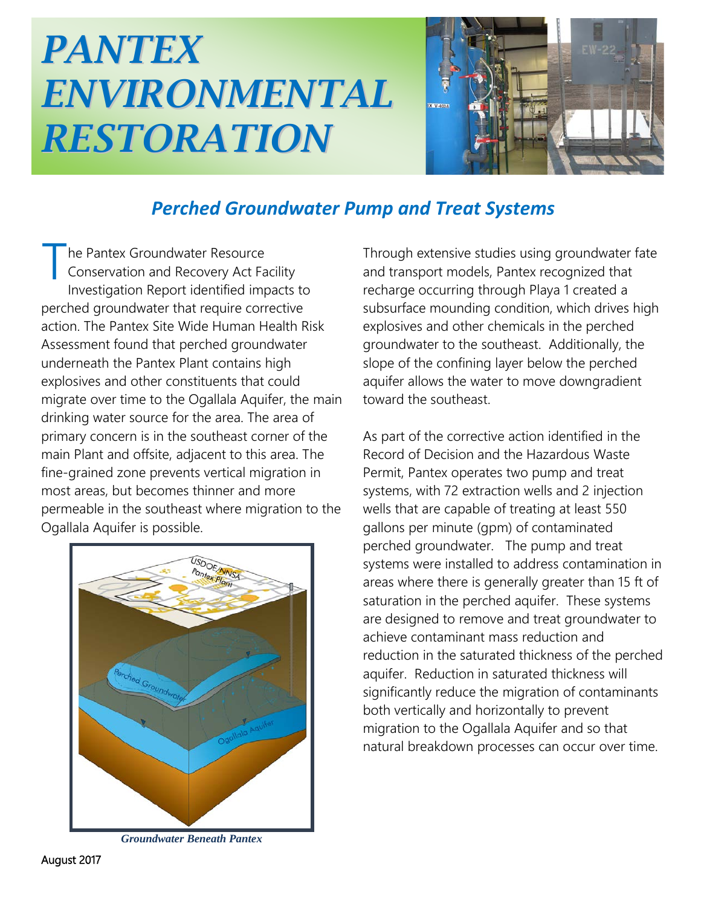# PANTEX ENVIRONMENTAL RESTORATION

## Perched Groundwater Pump and Treat Systems

The Pantex Groundwater Resource Conservation and Recovery Act Facility Investigation Report identified impacts to perched groundwater that require corrective action. The Pantex Site Wide Human Health Risk Assessment found that perched groundwater underneath the Pantex Plant contains high explosives and other constituents that could migrate over time to the Ogallala Aquifer, the main drinking water source for the area. The area of primary concern is in the southeast corner of the main Plant and offsite, adjacent to this area. The fine-grained zone prevents vertical migration in most areas, but becomes thinner and more permeable in the southeast where migration to the Ogallala Aquifer is possible.

*Groundwater Beneath Pantex*

Through extensive studies using groundwater fate and transport models, Pantex recognized that recharge occurring through Playa 1 created a subsurface mounding condition, which drives high explosives and other chemicals in the perched groundwater to the southeast. Additionally, the slope of the confining layer below the perched aquifer allows the water to move downgradient toward the southeast.

As part of the corrective action identified in the Record of Decision and the Hazardous Waste Permit, Pantex operates two pump and treat systems, with 72 extraction wells and 2 injection wells that are capable of treating at least 550 gallons per minute (gpm) of contaminated perched groundwater. The pump and treat systems were installed to address contamination in areas where there is generally greater than 15 ft of saturation in the perched aquifer. These systems are designed to remove and treat groundwater to achieve contaminant mass reduction and reduction in the saturated thickness of the perched aquifer. Reduction in saturated thickness will significantly reduce the migration of contaminants both vertically and horizontally to prevent migration to the Ogallala Aquifer and so that natural breakdown processes can occur over time.

August 2017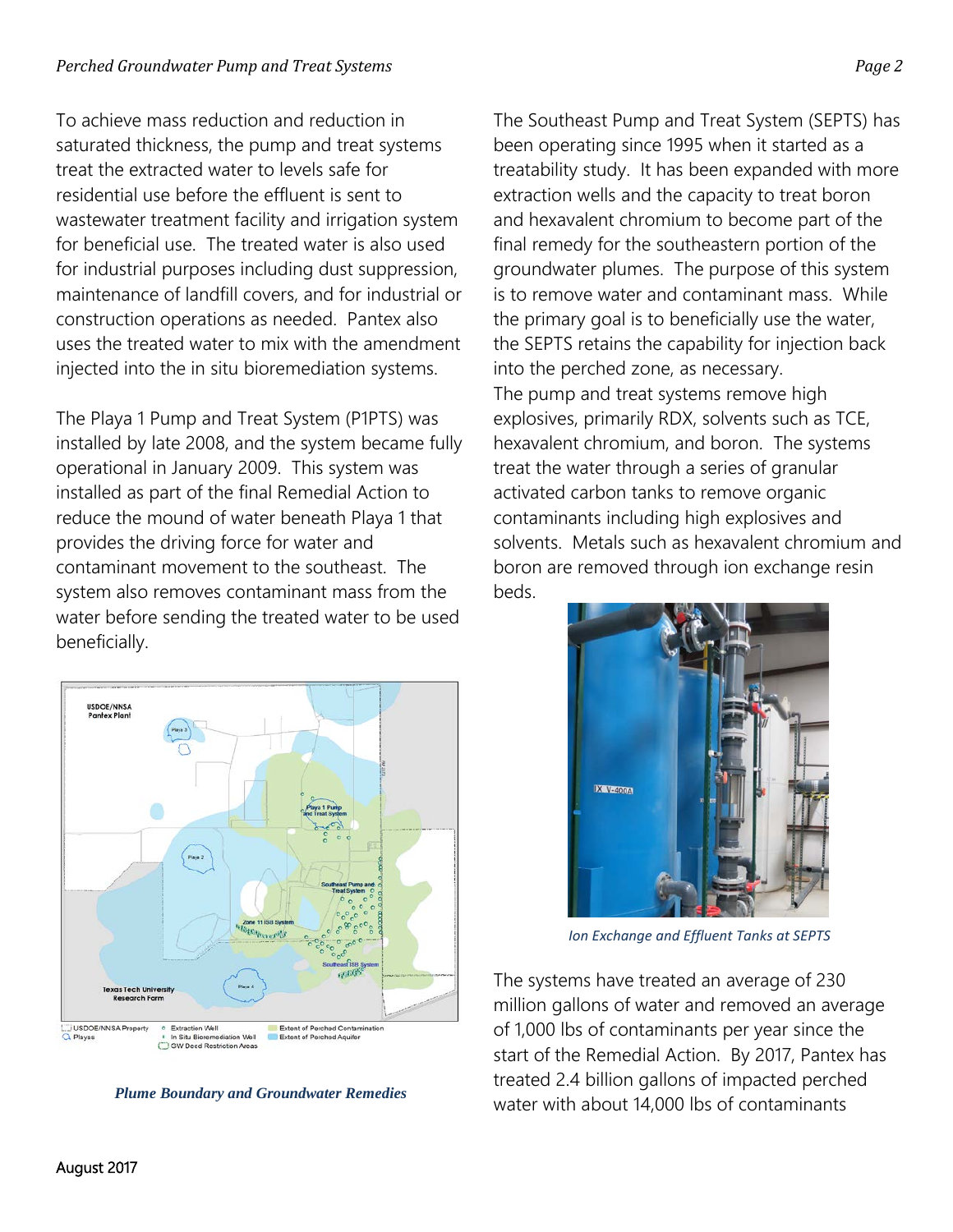To achieve mass reduction and reduction in saturated thickness, the pump and treat systems treat the extracted water to levels safe for residential use before the effluent is sent to wastewater treatment facility and irrigation system for beneficial use. The treated water is also used for industrial purposes including dust suppression, maintenance of landfill covers, and for industrial or construction operations as needed. Pantex also uses the treated water to mix with the amendment injected into the in situ bioremediation systems.

The Playa 1 Pump and Treat System (P1PTS) was installed by late 2008, and the system became fully operational in January 2009. This system was installed as part of the final Remedial Action to reduce the mound of water beneath Playa 1 that provides the driving force for water and contaminant movement to the southeast. The system also removes contaminant mass from the water before sending the treated water to be used beneficially.

*Plume Boundary and Groundwater Remedies*

The Southeast Pump and Treat System (SEPTS) has been operating since 1995 when it started as a treatability study. It has been expanded with more extraction wells and the capacity to treat boron and hexavalent chromium to become part of the final remedy for the southeastern portion of the groundwater plumes. The purpose of this system is to remove water and contaminant mass. While the primary goal is to beneficially use the water, the SEPTS retains the capability for injection back into the perched zone, as necessary.

The pump and treat systems remove high explosives, primarily RDX, solvents such as TCE, hexavalent chromium, and boron. The systems treat the water through a series of granular activated carbon tanks to remove organic contaminants including high explosives and solvents. Metals such as hexavalent chromium and boron are removed through ion exchange resin beds.

*Ion Exchange and Effluent Tanks at SEPTS*

The systems have treated an average of 230 million gallons of water and removed an average of 1,000 lbs of contaminants per year since the start of the Remedial Action. By 2017, Pantex has treated 2.4 billion gallons of impacted perched water with about 14,000 lbs of contaminants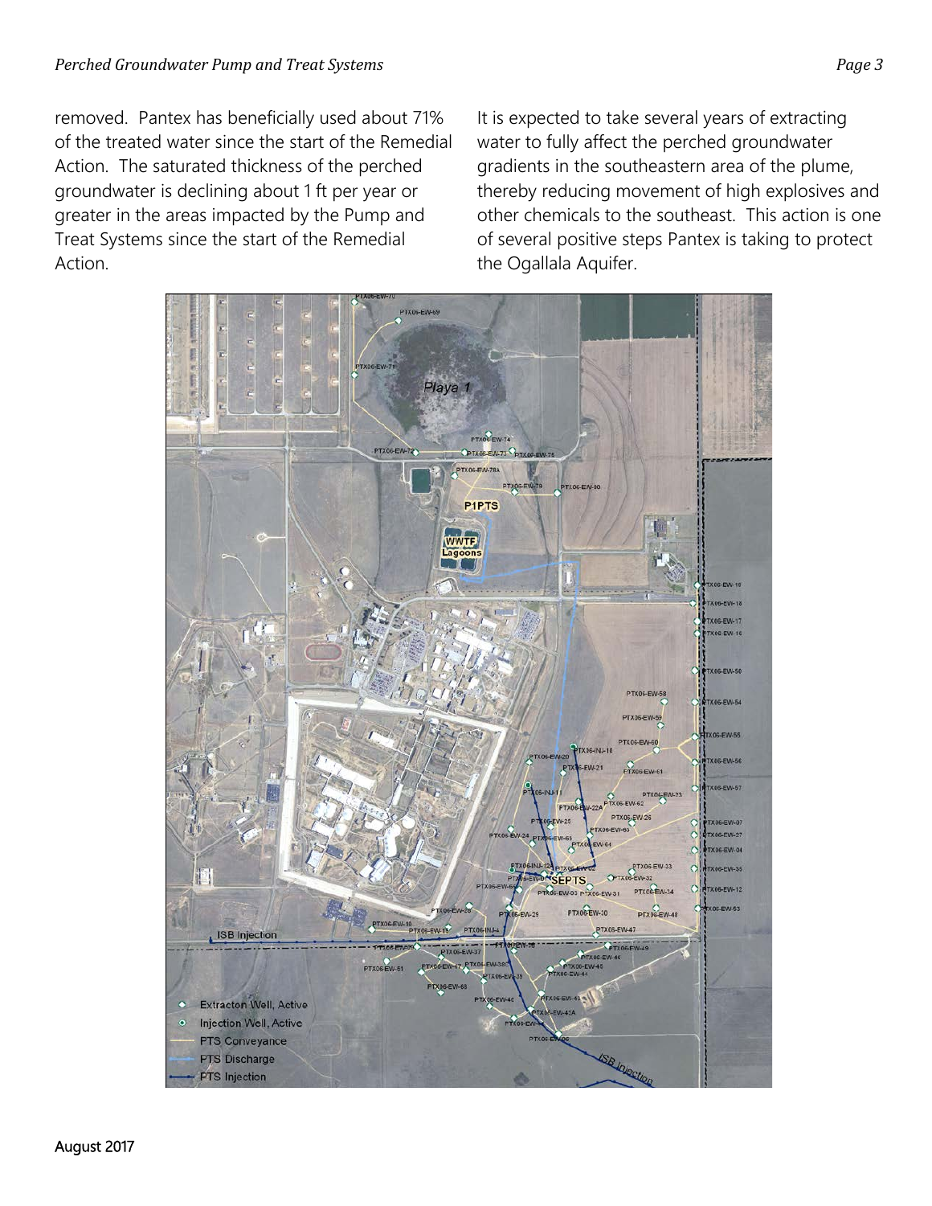removed. Pantex has beneficially used about 71% of the treated water since the start of the Remedial Action. The saturated thickness of the perched groundwater is declining about 1 ft per year or greater in the areas impacted by the Pump and Treat Systems since the start of the Remedial Action.

It is expected to take several years of extracting water to fully affect the perched groundwater gradients in the southeastern area of the plume, thereby reducing movement of high explosives and other chemicals to the southeast. This action is one of several positive steps Pantex is taking to protect the Ogallala Aquifer.